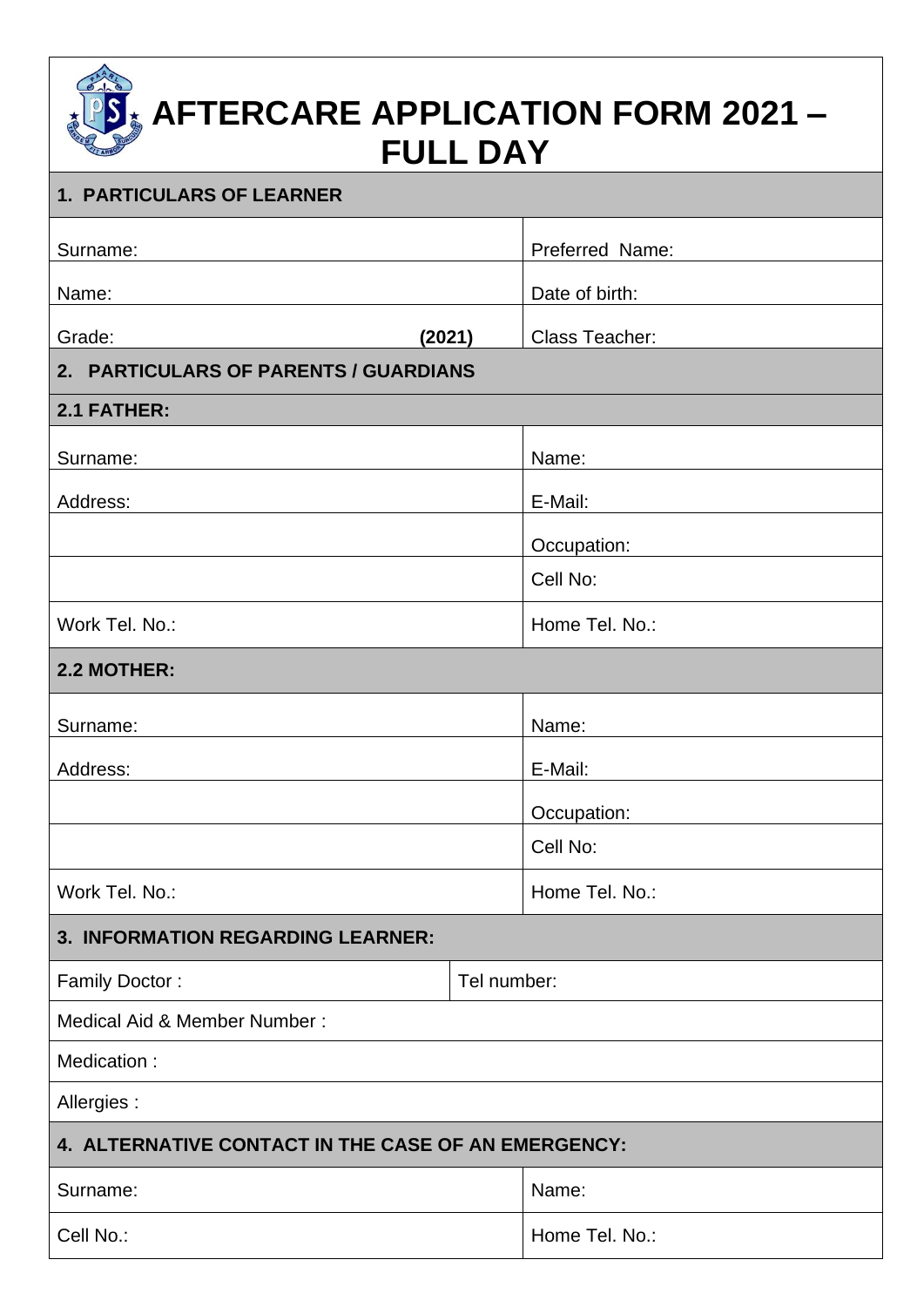# AFTERCARE APPLICATION FORM 2021 – FULL DAY

| **1. PARTICULARS OF LEARNER** | | |
|---|---|---|
| Surname: | | Preferred Name: |
| Name: | | Date of birth: |
| Grade: | **(2021)** | Class Teacher: |

| **2. PARTICULARS OF PARENTS / GUARDIANS** | |
|---|---|
| **2.1 FATHER:** | |
| Surname: | Name: |
| Address: | E-Mail: |
| | Occupation: |
| | Cell No: |
| Work Tel. No.: | Home Tel. No.: |
| **2.2 MOTHER:** | |
| Surname: | Name: |
| Address: | E-Mail: |
| | Occupation: |
| | Cell No: |
| Work Tel. No.: | Home Tel. No.: |

| **3. INFORMATION REGARDING LEARNER:** | |
|---|---|
| Family Doctor : | Tel number: |
| Medical Aid & Member Number : | |
| Medication : | |
| Allergies : | |

| **4. ALTERNATIVE CONTACT IN THE CASE OF AN EMERGENCY:** | |
|---|---|
| Surname: | Name: |
| Cell No.: | Home Tel. No.: |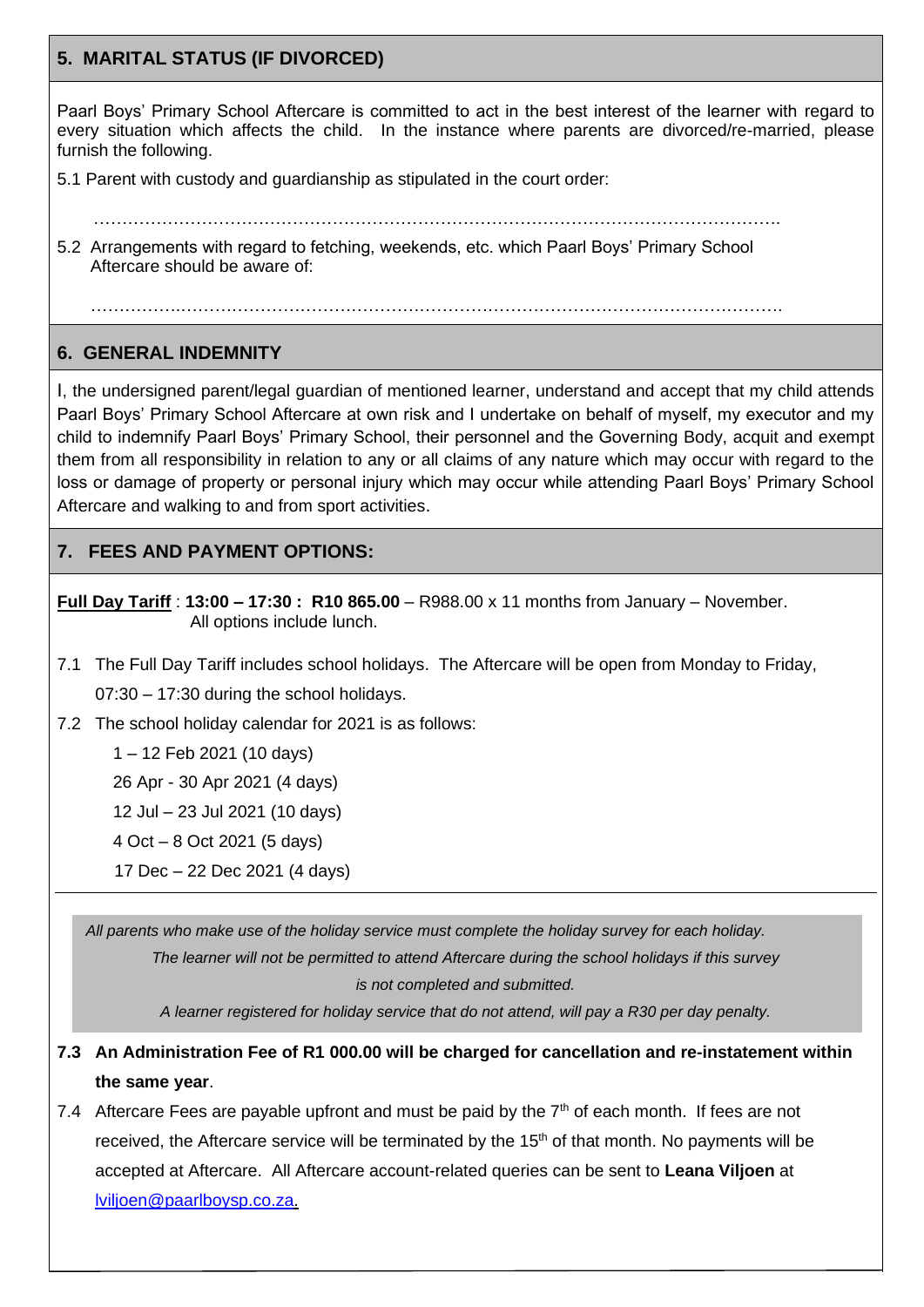## 5. MARITAL STATUS (IF DIVORCED)

Paarl Boys' Primary School Aftercare is committed to act in the best interest of the learner with regard to every situation which affects the child. In the instance where parents are divorced/re-married, please furnish the following.

5.1 Parent with custody and guardianship as stipulated in the court order:

…………………………………………………………………………………………………………

5.2 Arrangements with regard to fetching, weekends, etc. which Paarl Boys' Primary School Aftercare should be aware of:

…………………………………………………………………………………………………………

## 6. GENERAL INDEMNITY

I, the undersigned parent/legal guardian of mentioned learner, understand and accept that my child attends Paarl Boys' Primary School Aftercare at own risk and I undertake on behalf of myself, my executor and my child to indemnify Paarl Boys' Primary School, their personnel and the Governing Body, acquit and exempt them from all responsibility in relation to any or all claims of any nature which may occur with regard to the loss or damage of property or personal injury which may occur while attending Paarl Boys' Primary School Aftercare and walking to and from sport activities.

## 7. FEES AND PAYMENT OPTIONS:

**Full Day Tariff** : **13:00 – 17:30 : R10 865.00** – R988.00 x 11 months from January – November. All options include lunch.

7.1 The Full Day Tariff includes school holidays. The Aftercare will be open from Monday to Friday, 07:30 – 17:30 during the school holidays.

7.2 The school holiday calendar for 2021 is as follows:

1 – 12 Feb 2021 (10 days)

26 Apr - 30 Apr 2021 (4 days)

12 Jul – 23 Jul 2021 (10 days)

4 Oct – 8 Oct 2021 (5 days)

17 Dec – 22 Dec 2021 (4 days)

*All parents who make use of the holiday service must complete the holiday survey for each holiday. The learner will not be permitted to attend Aftercare during the school holidays if this survey is not completed and submitted.*

*A learner registered for holiday service that do not attend, will pay a R30 per day penalty.*

**7.3 An Administration Fee of R1 000.00 will be charged for cancellation and re-instatement within the same year**.

7.4 Aftercare Fees are payable upfront and must be paid by the 7th of each month. If fees are not received, the Aftercare service will be terminated by the 15th of that month. No payments will be accepted at Aftercare. All Aftercare account-related queries can be sent to **Leana Viljoen** at lviljoen@paarlboysp.co.za.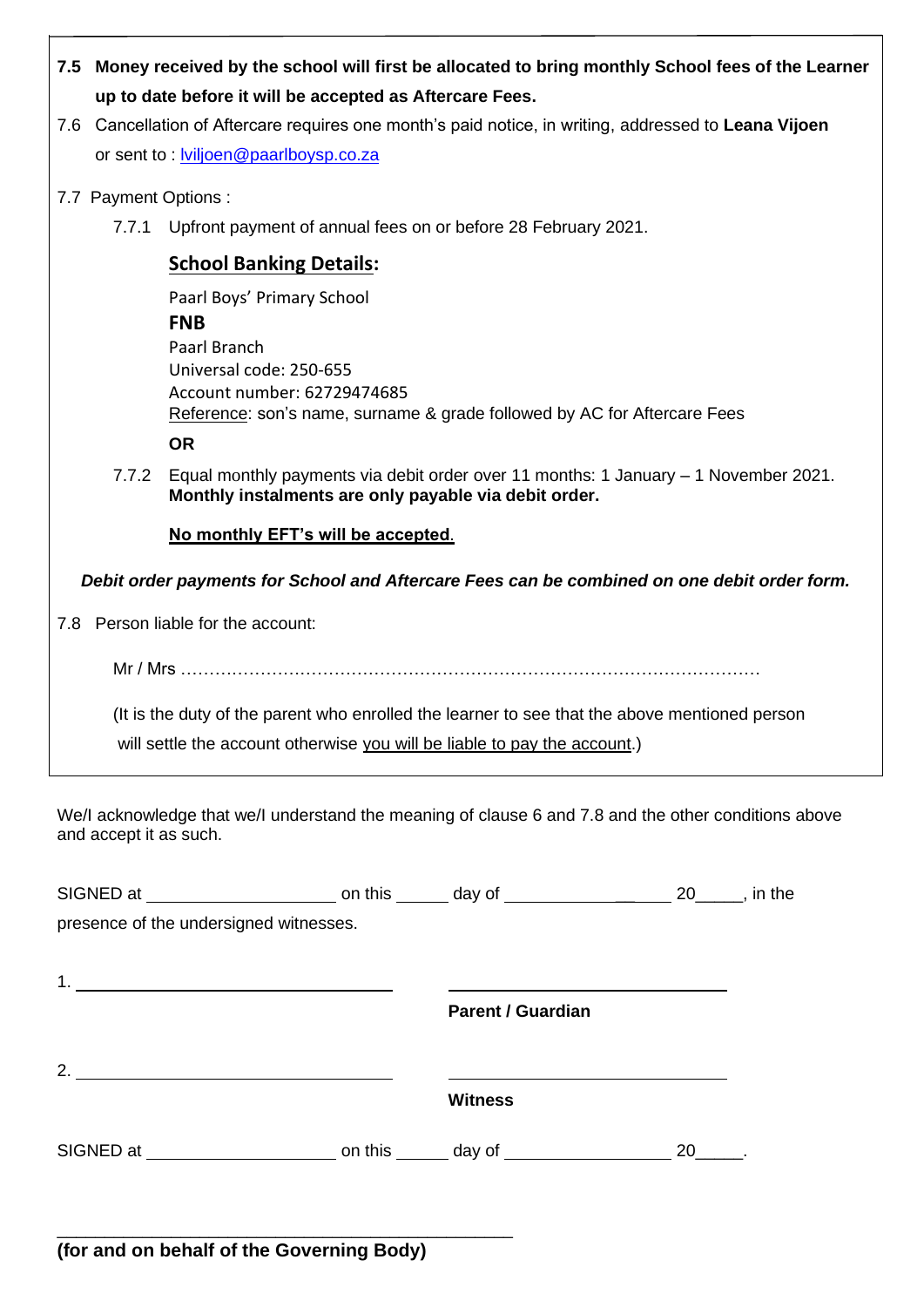**7.5 Money received by the school will first be allocated to bring monthly School fees of the Learner up to date before it will be accepted as Aftercare Fees.**

7.6 Cancellation of Aftercare requires one month's paid notice, in writing, addressed to **Leana Vijoen** or sent to : lviljoen@paarlboysp.co.za

7.7 Payment Options :

7.7.1 Upfront payment of annual fees on or before 28 February 2021.

**School Banking Details:**

Paarl Boys' Primary School
**FNB**
Paarl Branch
Universal code: 250-655
Account number: 62729474685
Reference: son's name, surname & grade followed by AC for Aftercare Fees

**OR**

7.7.2 Equal monthly payments via debit order over 11 months: 1 January – 1 November 2021. **Monthly instalments are only payable via debit order.**

**No monthly EFT's will be accepted.**

***Debit order payments for School and Aftercare Fees can be combined on one debit order form.***

7.8 Person liable for the account:

Mr / Mrs ……………………………………………………………………………………………

(It is the duty of the parent who enrolled the learner to see that the above mentioned person will settle the account otherwise you will be liable to pay the account.)

We/I acknowledge that we/I understand the meaning of clause 6 and 7.8 and the other conditions above and accept it as such.

SIGNED at ____________________ on this ______ day of ________________ 20_____, in the presence of the undersigned witnesses.

1. ________________________________ ______________________________
**Parent / Guardian**

2. ________________________________ ______________________________
**Witness**

SIGNED at ____________________ on this ______ day of ________________ 20_____.

______________________________________________
**(for and on behalf of the Governing Body)**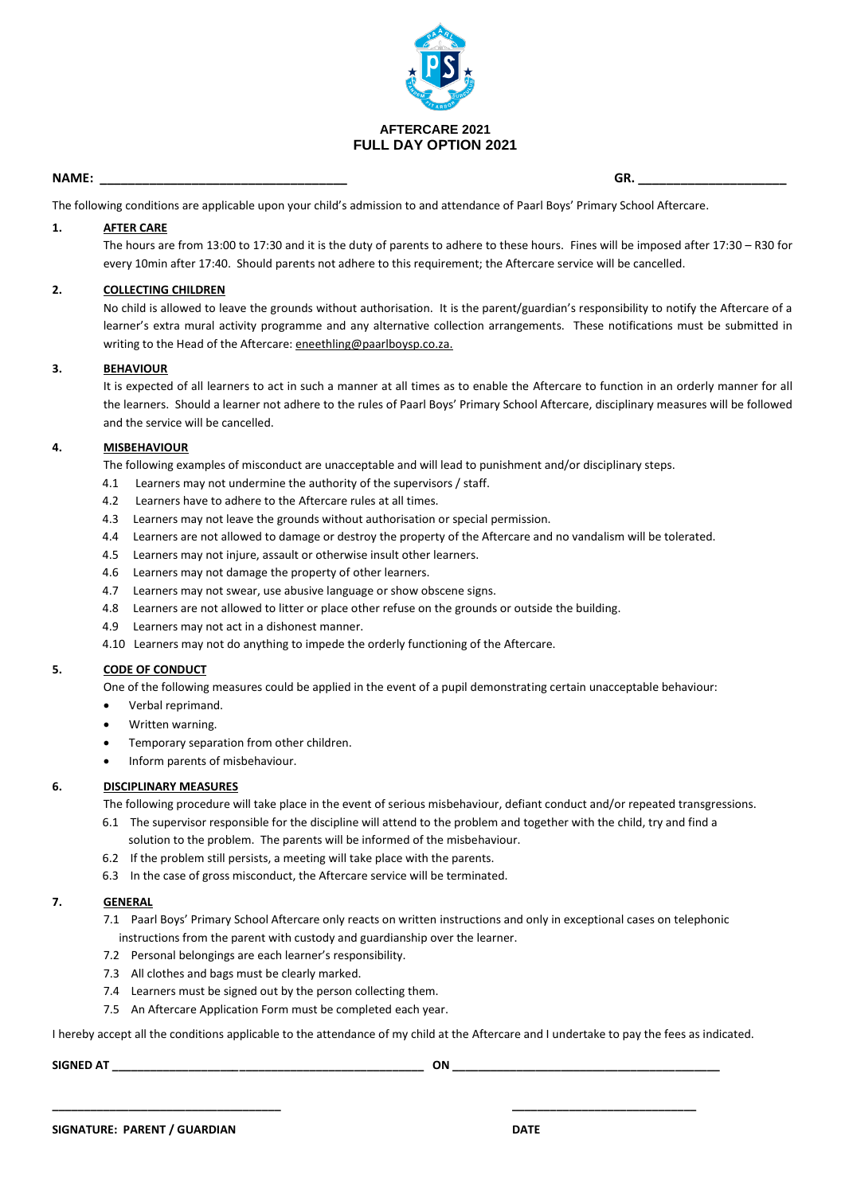**AFTERCARE 2021**
**FULL DAY OPTION 2021**

**NAME: ___________________________________** **GR. ____________________**

The following conditions are applicable upon your child's admission to and attendance of Paarl Boys' Primary School Aftercare.

**1. AFTER CARE**

The hours are from 13:00 to 17:30 and it is the duty of parents to adhere to these hours. Fines will be imposed after 17:30 – R30 for every 10min after 17:40. Should parents not adhere to this requirement; the Aftercare service will be cancelled.

**2. COLLECTING CHILDREN**

No child is allowed to leave the grounds without authorisation. It is the parent/guardian's responsibility to notify the Aftercare of a learner's extra mural activity programme and any alternative collection arrangements. These notifications must be submitted in writing to the Head of the Aftercare: eneethling@paarlboysp.co.za.

**3. BEHAVIOUR**

It is expected of all learners to act in such a manner at all times as to enable the Aftercare to function in an orderly manner for all the learners. Should a learner not adhere to the rules of Paarl Boys' Primary School Aftercare, disciplinary measures will be followed and the service will be cancelled.

**4. MISBEHAVIOUR**

The following examples of misconduct are unacceptable and will lead to punishment and/or disciplinary steps.

4.1 Learners may not undermine the authority of the supervisors / staff.
4.2 Learners have to adhere to the Aftercare rules at all times.
4.3 Learners may not leave the grounds without authorisation or special permission.
4.4 Learners are not allowed to damage or destroy the property of the Aftercare and no vandalism will be tolerated.
4.5 Learners may not injure, assault or otherwise insult other learners.
4.6 Learners may not damage the property of other learners.
4.7 Learners may not swear, use abusive language or show obscene signs.
4.8 Learners are not allowed to litter or place other refuse on the grounds or outside the building.
4.9 Learners may not act in a dishonest manner.
4.10 Learners may not do anything to impede the orderly functioning of the Aftercare.

**5. CODE OF CONDUCT**

One of the following measures could be applied in the event of a pupil demonstrating certain unacceptable behaviour:

- Verbal reprimand.
- Written warning.
- Temporary separation from other children.
- Inform parents of misbehaviour.

**6. DISCIPLINARY MEASURES**

The following procedure will take place in the event of serious misbehaviour, defiant conduct and/or repeated transgressions.

6.1 The supervisor responsible for the discipline will attend to the problem and together with the child, try and find a solution to the problem. The parents will be informed of the misbehaviour.
6.2 If the problem still persists, a meeting will take place with the parents.
6.3 In the case of gross misconduct, the Aftercare service will be terminated.

**7. GENERAL**

7.1 Paarl Boys' Primary School Aftercare only reacts on written instructions and only in exceptional cases on telephonic instructions from the parent with custody and guardianship over the learner.
7.2 Personal belongings are each learner's responsibility.
7.3 All clothes and bags must be clearly marked.
7.4 Learners must be signed out by the person collecting them.
7.5 An Aftercare Application Form must be completed each year.

I hereby accept all the conditions applicable to the attendance of my child at the Aftercare and I undertake to pay the fees as indicated.

**SIGNED AT ______________________________________________ ON ________________________________________**

___________________________________ ____________________________

**SIGNATURE: PARENT / GUARDIAN** **DATE**